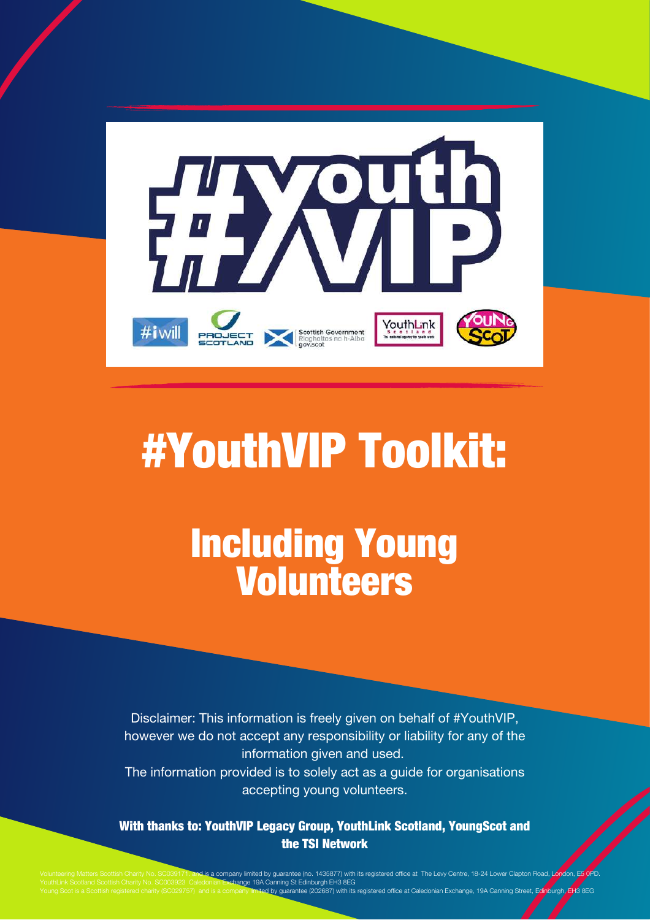# #YouthVIP Toolkit:

## Including Young Volunteers

Disclaimer: This information is freely given on behalf of #YouthVIP, however we do not accept any responsibility or liability for any of the information given and used.
The information provided is to solely act as a guide for organisations accepting young volunteers.

**With thanks to: YouthVIP Legacy Group, YouthLink Scotland, YoungScot and the TSI Network**

Volunteering Matters Scottish Charity No. SC039171 and is a company limited by guarantee (no. 1435877) with its registered office at The Levy Centre, 18-24 Lower Clapton Road, London, E5 0PD.
YouthLink Scotland Scottish Charity No. SC003923 Caledonian Exchange 19A Canning St Edinburgh EH3 8EG
Young Scot is a Scottish registered charity (SC029757) and is a company limited by guarantee (202687) with its registered office at Caledonian Exchange, 19A Canning Street, Edinburgh, EH3 8EG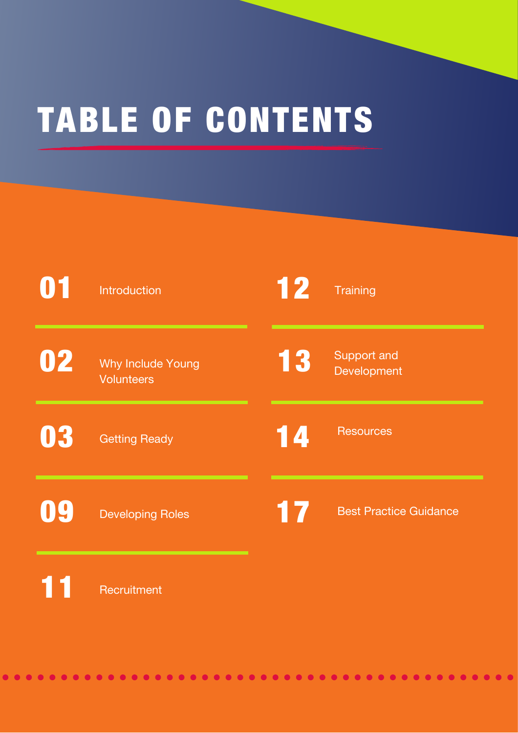# TABLE OF CONTENTS

| Page | Section |
| --- | --- |
| 01 | Introduction |
| 02 | Why Include Young Volunteers |
| 03 | Getting Ready |
| 09 | Developing Roles |
| 11 | Recruitment |
| 12 | Training |
| 13 | Support and Development |
| 14 | Resources |
| 17 | Best Practice Guidance |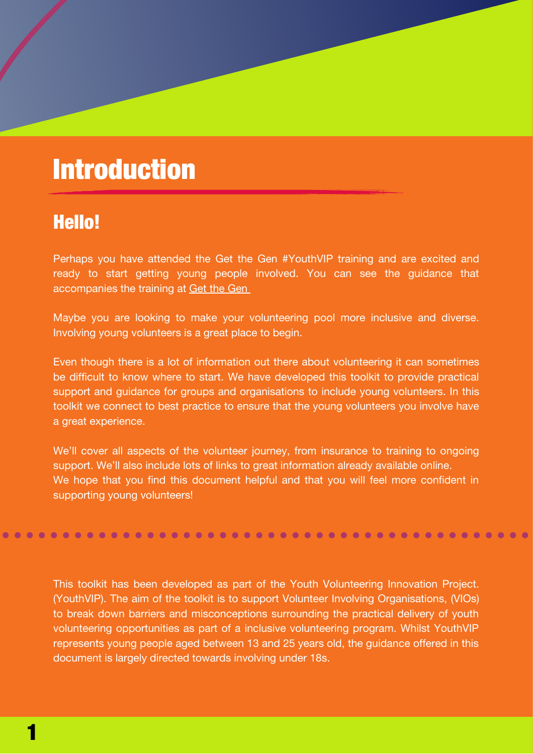# Introduction

## Hello!

Perhaps you have attended the Get the Gen #YouthVIP training and are excited and ready to start getting young people involved. You can see the guidance that accompanies the training at Get the Gen

Maybe you are looking to make your volunteering pool more inclusive and diverse. Involving young volunteers is a great place to begin.

Even though there is a lot of information out there about volunteering it can sometimes be difficult to know where to start. We have developed this toolkit to provide practical support and guidance for groups and organisations to include young volunteers. In this toolkit we connect to best practice to ensure that the young volunteers you involve have a great experience.

We'll cover all aspects of the volunteer journey, from insurance to training to ongoing support. We'll also include lots of links to great information already available online.
We hope that you find this document helpful and that you will feel more confident in supporting young volunteers!

This toolkit has been developed as part of the Youth Volunteering Innovation Project. (YouthVIP). The aim of the toolkit is to support Volunteer Involving Organisations, (VIOs) to break down barriers and misconceptions surrounding the practical delivery of youth volunteering opportunities as part of a inclusive volunteering program. Whilst YouthVIP represents young people aged between 13 and 25 years old, the guidance offered in this document is largely directed towards involving under 18s.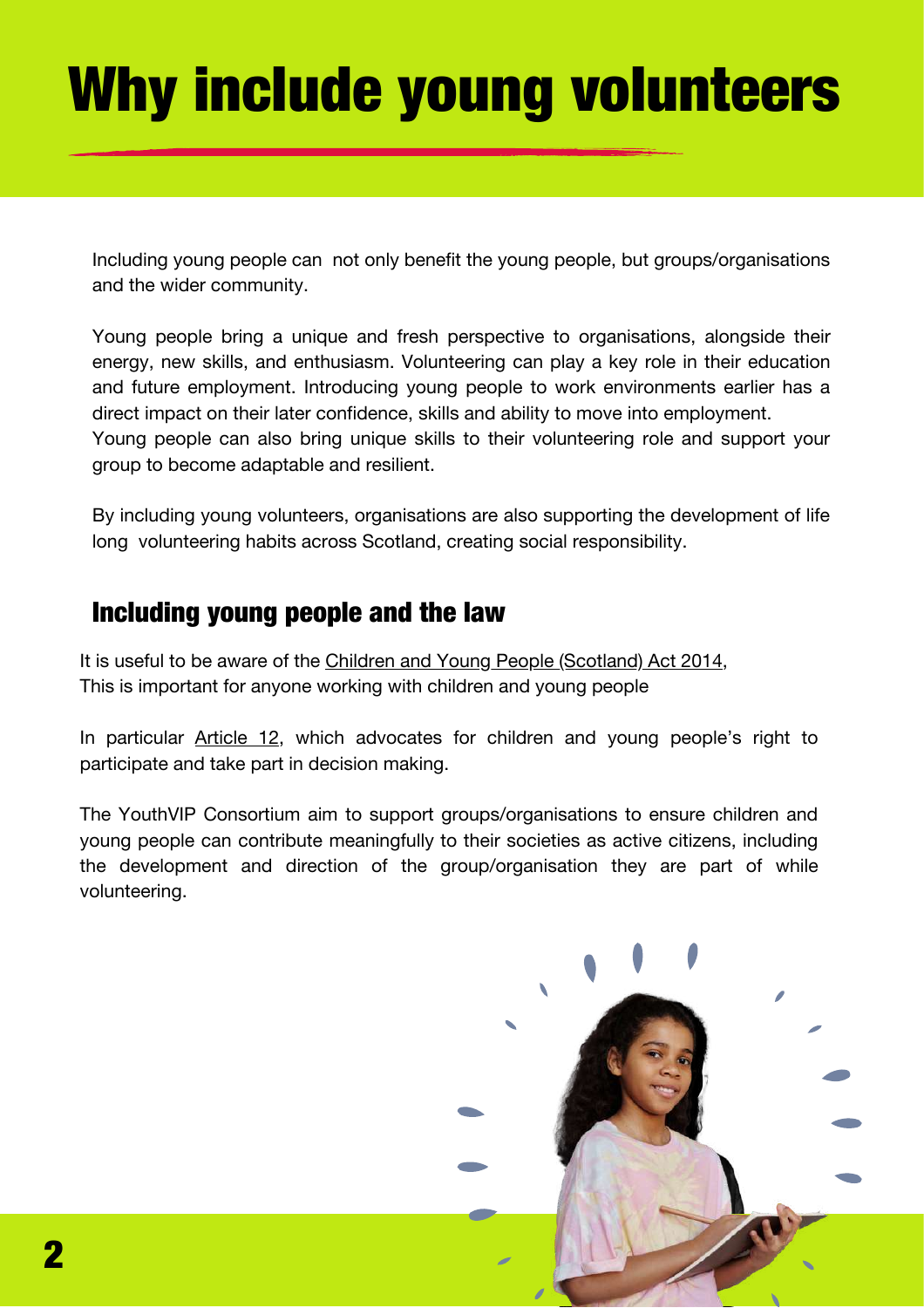# Why include young volunteers

Including young people can not only benefit the young people, but groups/organisations and the wider community.

Young people bring a unique and fresh perspective to organisations, alongside their energy, new skills, and enthusiasm. Volunteering can play a key role in their education and future employment. Introducing young people to work environments earlier has a direct impact on their later confidence, skills and ability to move into employment.
Young people can also bring unique skills to their volunteering role and support your group to become adaptable and resilient.

By including young volunteers, organisations are also supporting the development of life long volunteering habits across Scotland, creating social responsibility.

## Including young people and the law

It is useful to be aware of the Children and Young People (Scotland) Act 2014,
This is important for anyone working with children and young people

In particular Article 12, which advocates for children and young people's right to participate and take part in decision making.

The YouthVIP Consortium aim to support groups/organisations to ensure children and young people can contribute meaningfully to their societies as active citizens, including the development and direction of the group/organisation they are part of while volunteering.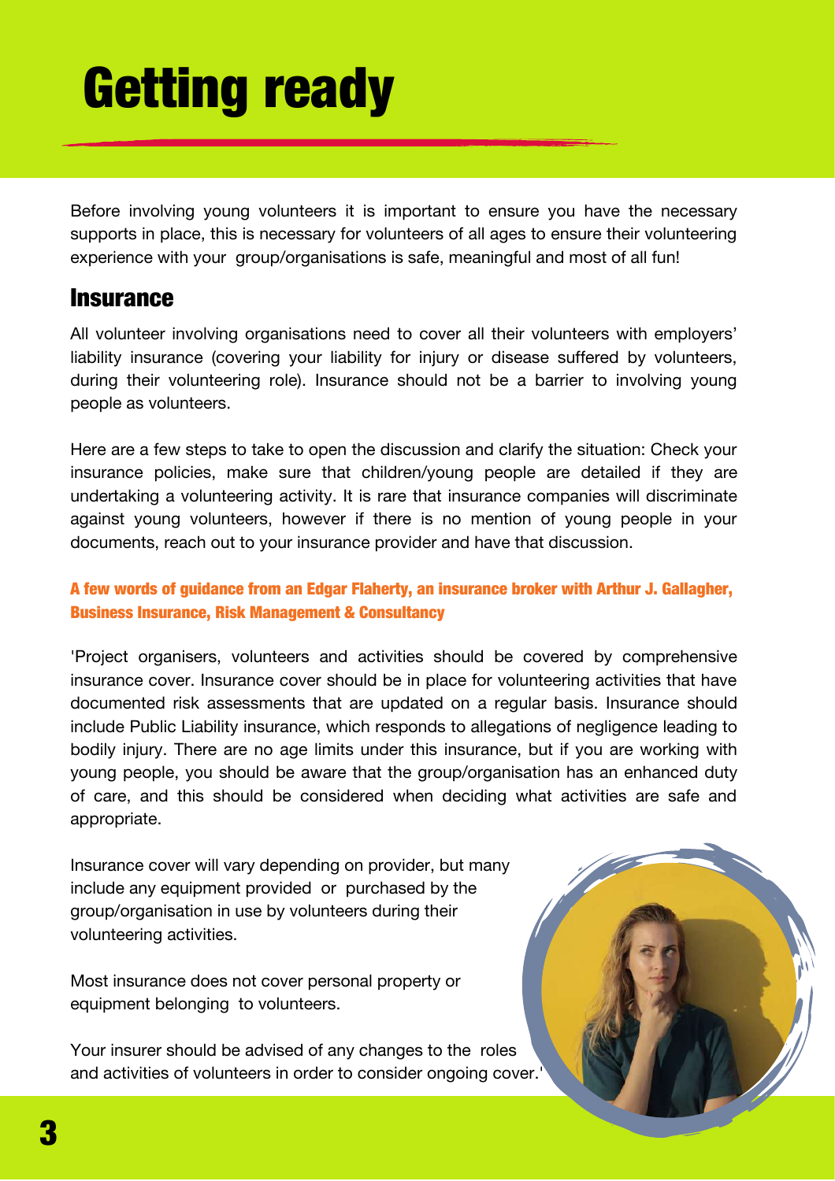# Getting ready

Before involving young volunteers it is important to ensure you have the necessary supports in place, this is necessary for volunteers of all ages to ensure their volunteering experience with your group/organisations is safe, meaningful and most of all fun!

## Insurance

All volunteer involving organisations need to cover all their volunteers with employers' liability insurance (covering your liability for injury or disease suffered by volunteers, during their volunteering role). Insurance should not be a barrier to involving young people as volunteers.

Here are a few steps to take to open the discussion and clarify the situation: Check your insurance policies, make sure that children/young people are detailed if they are undertaking a volunteering activity. It is rare that insurance companies will discriminate against young volunteers, however if there is no mention of young people in your documents, reach out to your insurance provider and have that discussion.

**A few words of guidance from an Edgar Flaherty, an insurance broker with Arthur J. Gallagher, Business Insurance, Risk Management & Consultancy**

'Project organisers, volunteers and activities should be covered by comprehensive insurance cover. Insurance cover should be in place for volunteering activities that have documented risk assessments that are updated on a regular basis. Insurance should include Public Liability insurance, which responds to allegations of negligence leading to bodily injury. There are no age limits under this insurance, but if you are working with young people, you should be aware that the group/organisation has an enhanced duty of care, and this should be considered when deciding what activities are safe and appropriate.

Insurance cover will vary depending on provider, but many include any equipment provided or purchased by the group/organisation in use by volunteers during their volunteering activities.

Most insurance does not cover personal property or equipment belonging to volunteers.

Your insurer should be advised of any changes to the roles and activities of volunteers in order to consider ongoing cover.'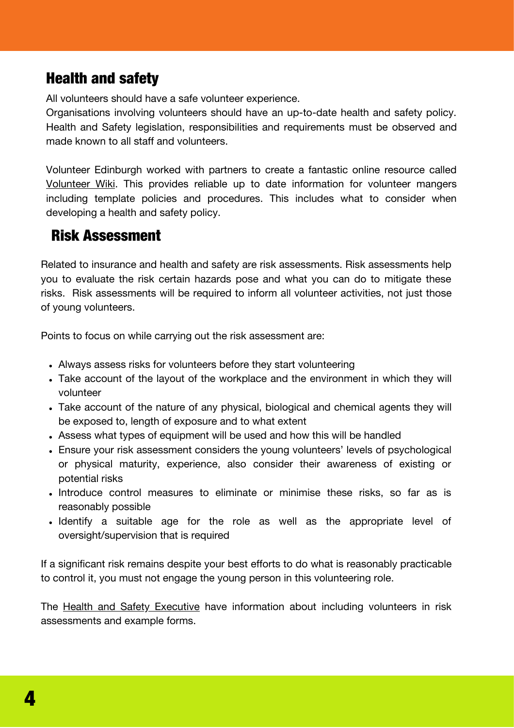## Health and safety

All volunteers should have a safe volunteer experience.
Organisations involving volunteers should have an up-to-date health and safety policy. Health and Safety legislation, responsibilities and requirements must be observed and made known to all staff and volunteers.

Volunteer Edinburgh worked with partners to create a fantastic online resource called Volunteer Wiki. This provides reliable up to date information for volunteer mangers including template policies and procedures. This includes what to consider when developing a health and safety policy.

## Risk Assessment

Related to insurance and health and safety are risk assessments. Risk assessments help you to evaluate the risk certain hazards pose and what you can do to mitigate these risks. Risk assessments will be required to inform all volunteer activities, not just those of young volunteers.

Points to focus on while carrying out the risk assessment are:

- Always assess risks for volunteers before they start volunteering
- Take account of the layout of the workplace and the environment in which they will volunteer
- Take account of the nature of any physical, biological and chemical agents they will be exposed to, length of exposure and to what extent
- Assess what types of equipment will be used and how this will be handled
- Ensure your risk assessment considers the young volunteers' levels of psychological or physical maturity, experience, also consider their awareness of existing or potential risks
- Introduce control measures to eliminate or minimise these risks, so far as is reasonably possible
- Identify a suitable age for the role as well as the appropriate level of oversight/supervision that is required

If a significant risk remains despite your best efforts to do what is reasonably practicable to control it, you must not engage the young person in this volunteering role.

The Health and Safety Executive have information about including volunteers in risk assessments and example forms.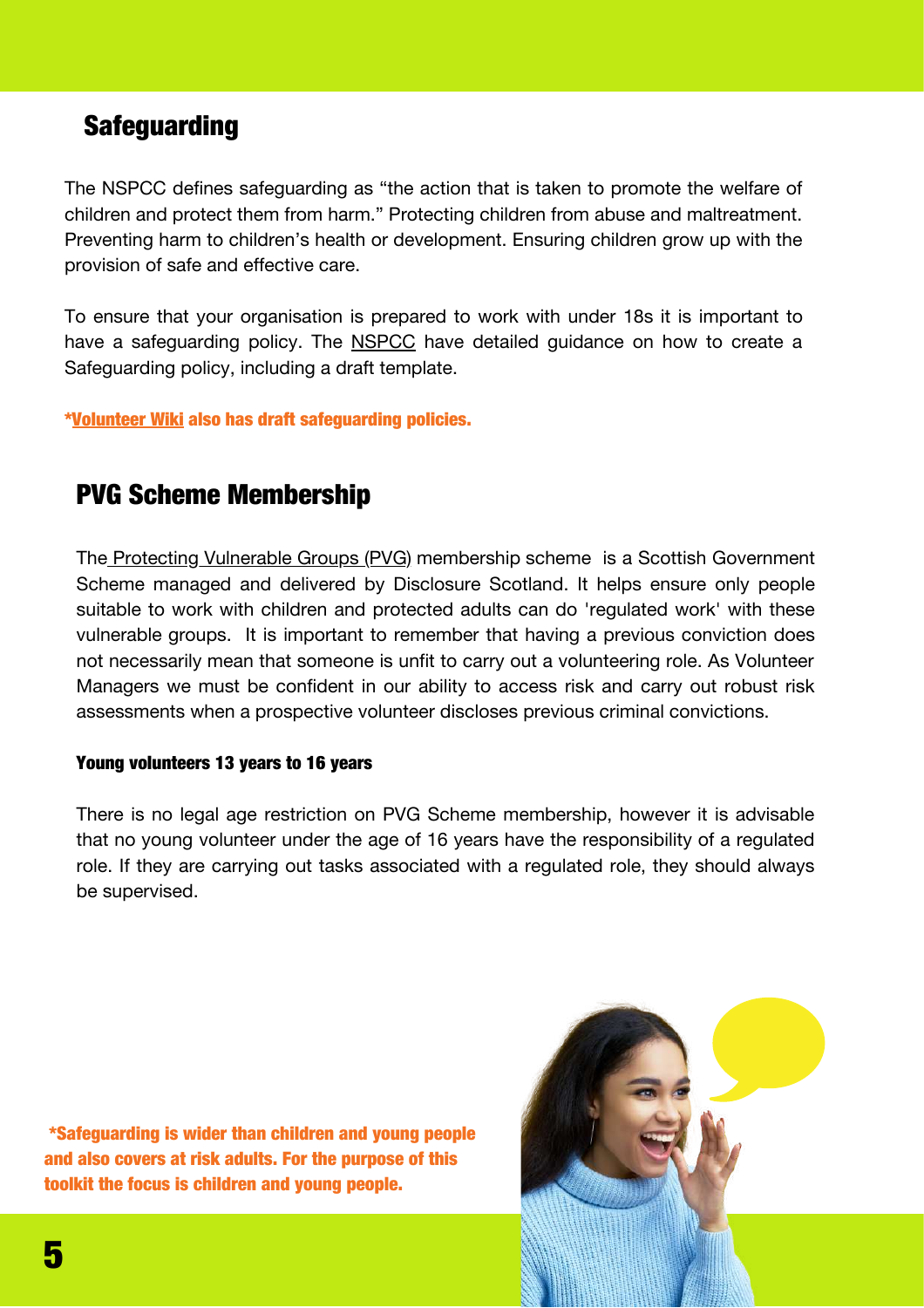## Safeguarding

The NSPCC defines safeguarding as "the action that is taken to promote the welfare of children and protect them from harm." Protecting children from abuse and maltreatment. Preventing harm to children's health or development. Ensuring children grow up with the provision of safe and effective care.

To ensure that your organisation is prepared to work with under 18s it is important to have a safeguarding policy. The NSPCC have detailed guidance on how to create a Safeguarding policy, including a draft template.

***Volunteer Wiki also has draft safeguarding policies.**

## PVG Scheme Membership

The Protecting Vulnerable Groups (PVG) membership scheme is a Scottish Government Scheme managed and delivered by Disclosure Scotland. It helps ensure only people suitable to work with children and protected adults can do 'regulated work' with these vulnerable groups. It is important to remember that having a previous conviction does not necessarily mean that someone is unfit to carry out a volunteering role. As Volunteer Managers we must be confident in our ability to access risk and carry out robust risk assessments when a prospective volunteer discloses previous criminal convictions.

#### Young volunteers 13 years to 16 years

There is no legal age restriction on PVG Scheme membership, however it is advisable that no young volunteer under the age of 16 years have the responsibility of a regulated role. If they are carrying out tasks associated with a regulated role, they should always be supervised.

***Safeguarding is wider than children and young people and also covers at risk adults. For the purpose of this toolkit the focus is children and young people.**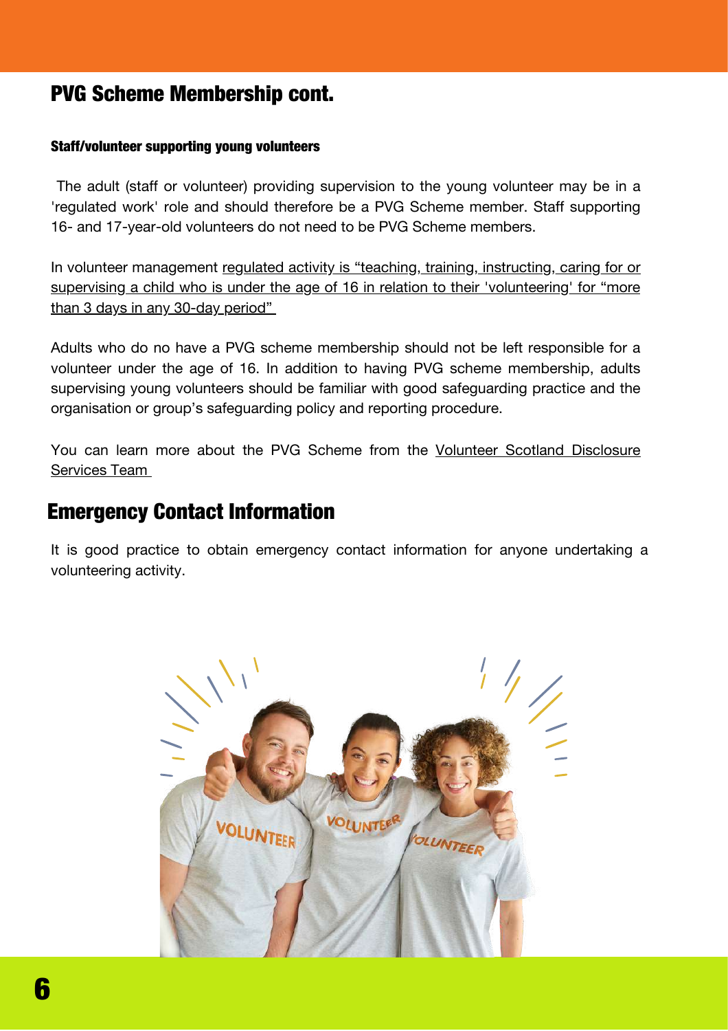## PVG Scheme Membership cont.

#### Staff/volunteer supporting young volunteers

The adult (staff or volunteer) providing supervision to the young volunteer may be in a 'regulated work' role and should therefore be a PVG Scheme member. Staff supporting 16- and 17-year-old volunteers do not need to be PVG Scheme members.

In volunteer management regulated activity is "teaching, training, instructing, caring for or supervising a child who is under the age of 16 in relation to their 'volunteering' for "more than 3 days in any 30-day period"

Adults who do no have a PVG scheme membership should not be left responsible for a volunteer under the age of 16. In addition to having PVG scheme membership, adults supervising young volunteers should be familiar with good safeguarding practice and the organisation or group's safeguarding policy and reporting procedure.

You can learn more about the PVG Scheme from the Volunteer Scotland Disclosure Services Team

## Emergency Contact Information

It is good practice to obtain emergency contact information for anyone undertaking a volunteering activity.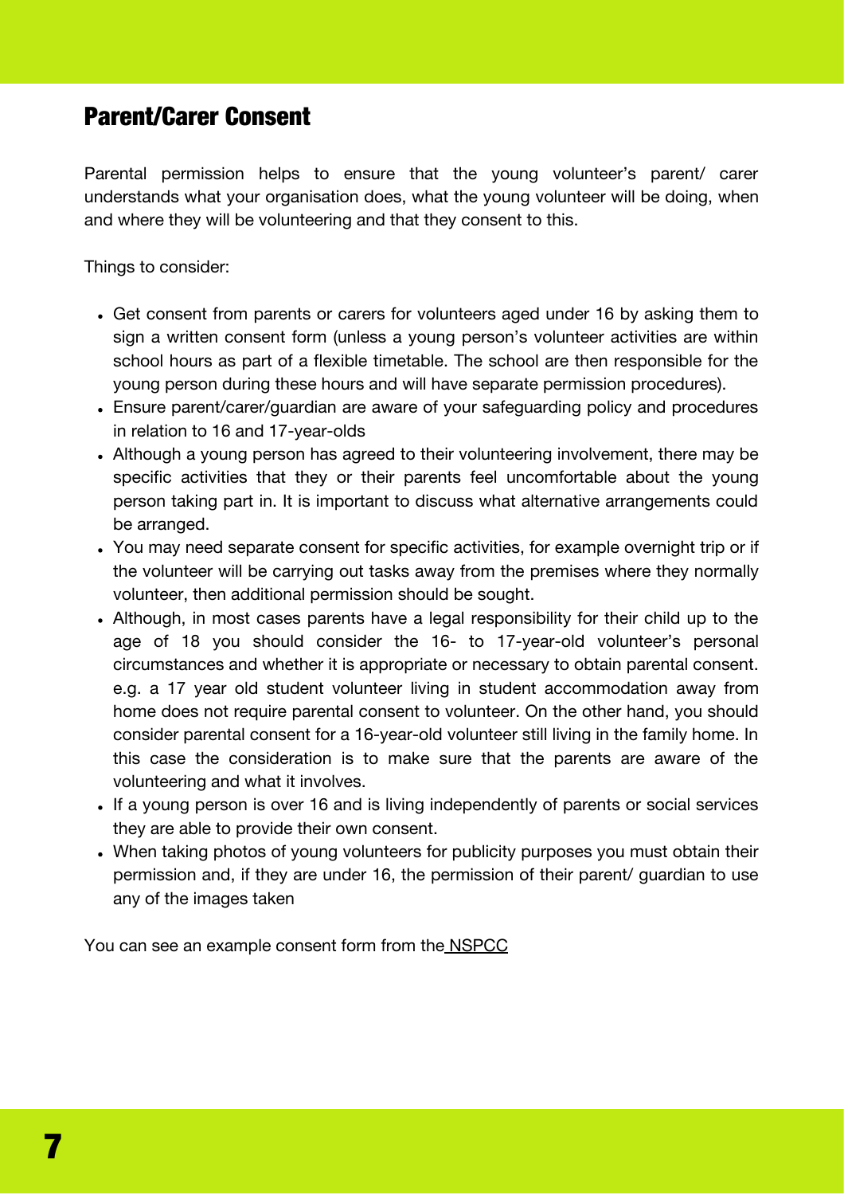## Parent/Carer Consent

Parental permission helps to ensure that the young volunteer's parent/ carer understands what your organisation does, what the young volunteer will be doing, when and where they will be volunteering and that they consent to this.

Things to consider:

- Get consent from parents or carers for volunteers aged under 16 by asking them to sign a written consent form (unless a young person's volunteer activities are within school hours as part of a flexible timetable. The school are then responsible for the young person during these hours and will have separate permission procedures).
- Ensure parent/carer/guardian are aware of your safeguarding policy and procedures in relation to 16 and 17-year-olds
- Although a young person has agreed to their volunteering involvement, there may be specific activities that they or their parents feel uncomfortable about the young person taking part in. It is important to discuss what alternative arrangements could be arranged.
- You may need separate consent for specific activities, for example overnight trip or if the volunteer will be carrying out tasks away from the premises where they normally volunteer, then additional permission should be sought.
- Although, in most cases parents have a legal responsibility for their child up to the age of 18 you should consider the 16- to 17-year-old volunteer's personal circumstances and whether it is appropriate or necessary to obtain parental consent. e.g. a 17 year old student volunteer living in student accommodation away from home does not require parental consent to volunteer. On the other hand, you should consider parental consent for a 16-year-old volunteer still living in the family home. In this case the consideration is to make sure that the parents are aware of the volunteering and what it involves.
- If a young person is over 16 and is living independently of parents or social services they are able to provide their own consent.
- When taking photos of young volunteers for publicity purposes you must obtain their permission and, if they are under 16, the permission of their parent/ guardian to use any of the images taken

You can see an example consent form from the NSPCC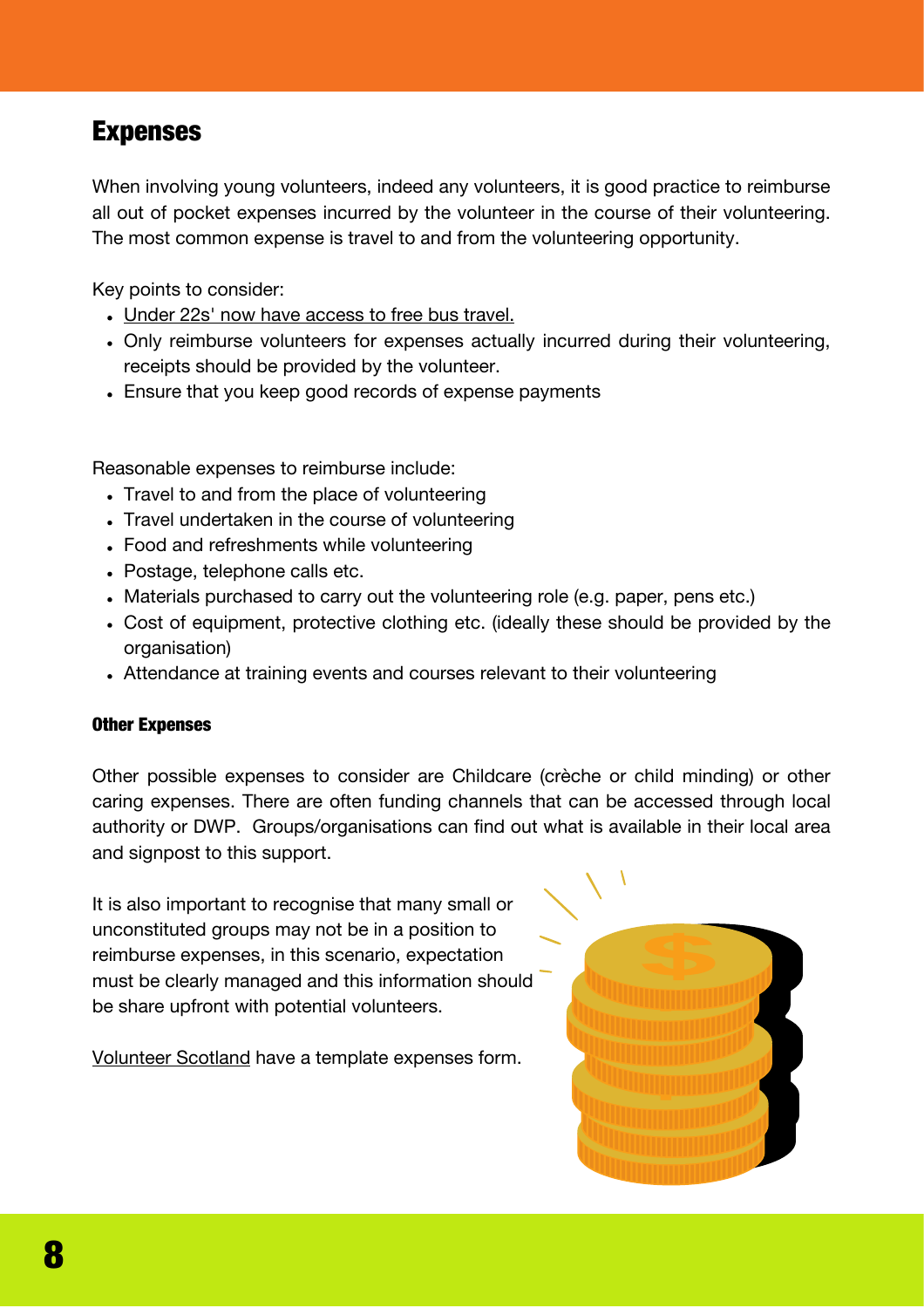## Expenses

When involving young volunteers, indeed any volunteers, it is good practice to reimburse all out of pocket expenses incurred by the volunteer in the course of their volunteering. The most common expense is travel to and from the volunteering opportunity.

Key points to consider:

- Under 22s' now have access to free bus travel.
- Only reimburse volunteers for expenses actually incurred during their volunteering, receipts should be provided by the volunteer.
- Ensure that you keep good records of expense payments

Reasonable expenses to reimburse include:

- Travel to and from the place of volunteering
- Travel undertaken in the course of volunteering
- Food and refreshments while volunteering
- Postage, telephone calls etc.
- Materials purchased to carry out the volunteering role (e.g. paper, pens etc.)
- Cost of equipment, protective clothing etc. (ideally these should be provided by the organisation)
- Attendance at training events and courses relevant to their volunteering

#### Other Expenses

Other possible expenses to consider are Childcare (crèche or child minding) or other caring expenses. There are often funding channels that can be accessed through local authority or DWP. Groups/organisations can find out what is available in their local area and signpost to this support.

It is also important to recognise that many small or unconstituted groups may not be in a position to reimburse expenses, in this scenario, expectation must be clearly managed and this information should be share upfront with potential volunteers.

Volunteer Scotland have a template expenses form.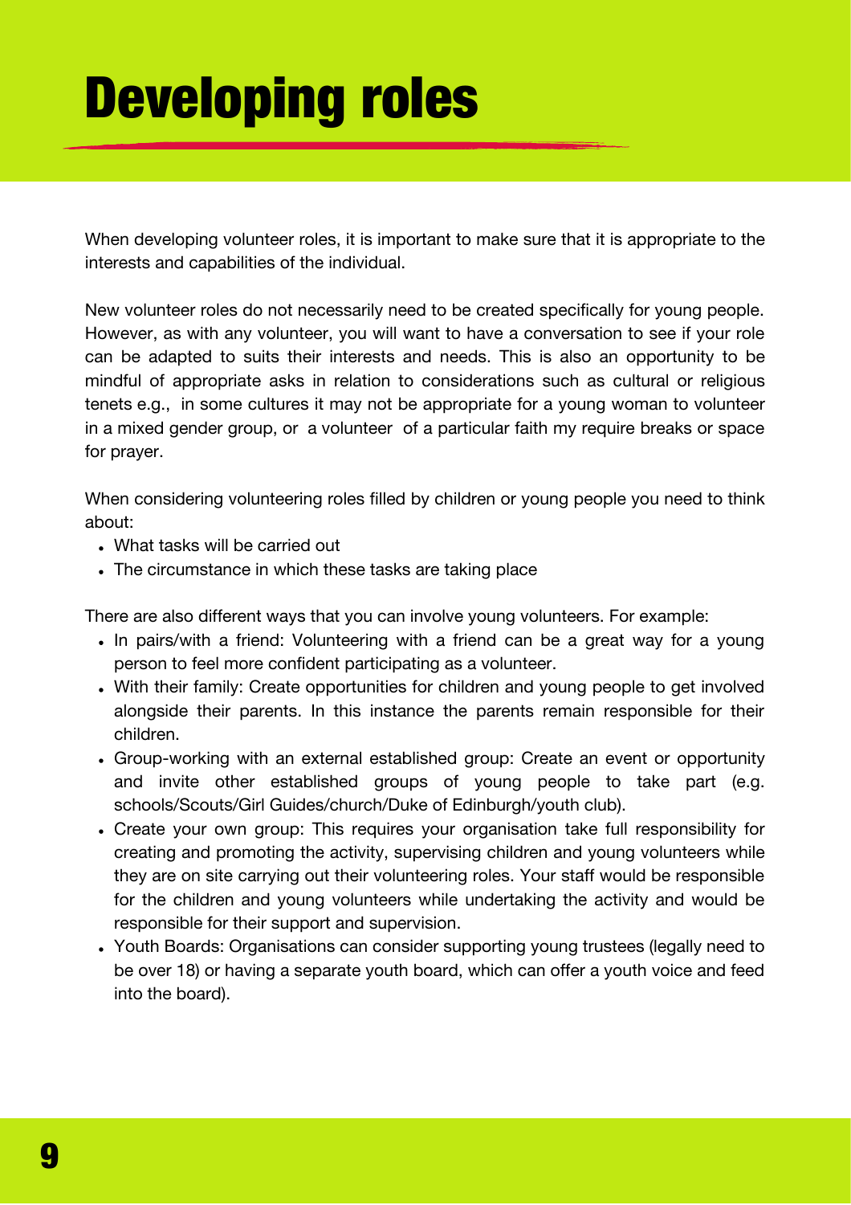# Developing roles

When developing volunteer roles, it is important to make sure that it is appropriate to the interests and capabilities of the individual.

New volunteer roles do not necessarily need to be created specifically for young people. However, as with any volunteer, you will want to have a conversation to see if your role can be adapted to suits their interests and needs. This is also an opportunity to be mindful of appropriate asks in relation to considerations such as cultural or religious tenets e.g., in some cultures it may not be appropriate for a young woman to volunteer in a mixed gender group, or a volunteer of a particular faith my require breaks or space for prayer.

When considering volunteering roles filled by children or young people you need to think about:

- What tasks will be carried out
- The circumstance in which these tasks are taking place

There are also different ways that you can involve young volunteers. For example:

- In pairs/with a friend: Volunteering with a friend can be a great way for a young person to feel more confident participating as a volunteer.
- With their family: Create opportunities for children and young people to get involved alongside their parents. In this instance the parents remain responsible for their children.
- Group-working with an external established group: Create an event or opportunity and invite other established groups of young people to take part (e.g. schools/Scouts/Girl Guides/church/Duke of Edinburgh/youth club).
- Create your own group: This requires your organisation take full responsibility for creating and promoting the activity, supervising children and young volunteers while they are on site carrying out their volunteering roles. Your staff would be responsible for the children and young volunteers while undertaking the activity and would be responsible for their support and supervision.
- Youth Boards: Organisations can consider supporting young trustees (legally need to be over 18) or having a separate youth board, which can offer a youth voice and feed into the board).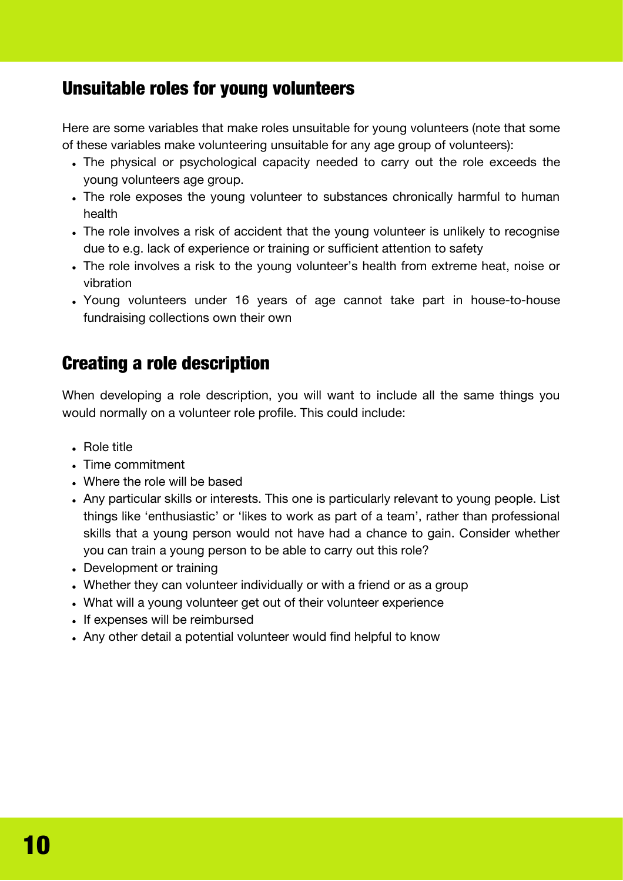## Unsuitable roles for young volunteers

Here are some variables that make roles unsuitable for young volunteers (note that some of these variables make volunteering unsuitable for any age group of volunteers):

- The physical or psychological capacity needed to carry out the role exceeds the young volunteers age group.
- The role exposes the young volunteer to substances chronically harmful to human health
- The role involves a risk of accident that the young volunteer is unlikely to recognise due to e.g. lack of experience or training or sufficient attention to safety
- The role involves a risk to the young volunteer's health from extreme heat, noise or vibration
- Young volunteers under 16 years of age cannot take part in house-to-house fundraising collections own their own

## Creating a role description

When developing a role description, you will want to include all the same things you would normally on a volunteer role profile. This could include:

- Role title
- Time commitment
- Where the role will be based
- Any particular skills or interests. This one is particularly relevant to young people. List things like 'enthusiastic' or 'likes to work as part of a team', rather than professional skills that a young person would not have had a chance to gain. Consider whether you can train a young person to be able to carry out this role?
- Development or training
- Whether they can volunteer individually or with a friend or as a group
- What will a young volunteer get out of their volunteer experience
- If expenses will be reimbursed
- Any other detail a potential volunteer would find helpful to know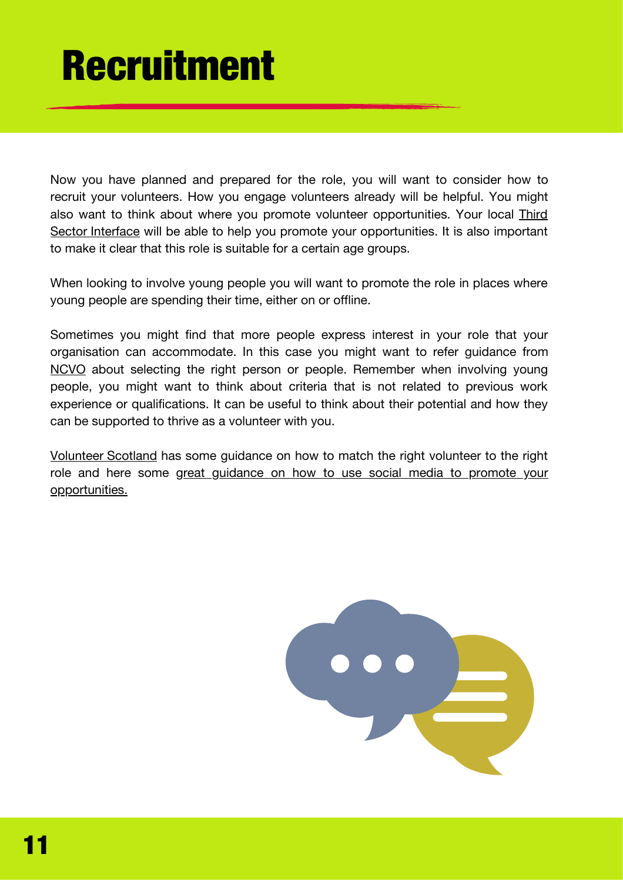# Recruitment

Now you have planned and prepared for the role, you will want to consider how to recruit your volunteers. How you engage volunteers already will be helpful. You might also want to think about where you promote volunteer opportunities. Your local Third Sector Interface will be able to help you promote your opportunities. It is also important to make it clear that this role is suitable for a certain age groups.

When looking to involve young people you will want to promote the role in places where young people are spending their time, either on or offline.

Sometimes you might find that more people express interest in your role that your organisation can accommodate. In this case you might want to refer guidance from NCVO about selecting the right person or people. Remember when involving young people, you might want to think about criteria that is not related to previous work experience or qualifications. It can be useful to think about their potential and how they can be supported to thrive as a volunteer with you.

Volunteer Scotland has some guidance on how to match the right volunteer to the right role and here some great guidance on how to use social media to promote your opportunities.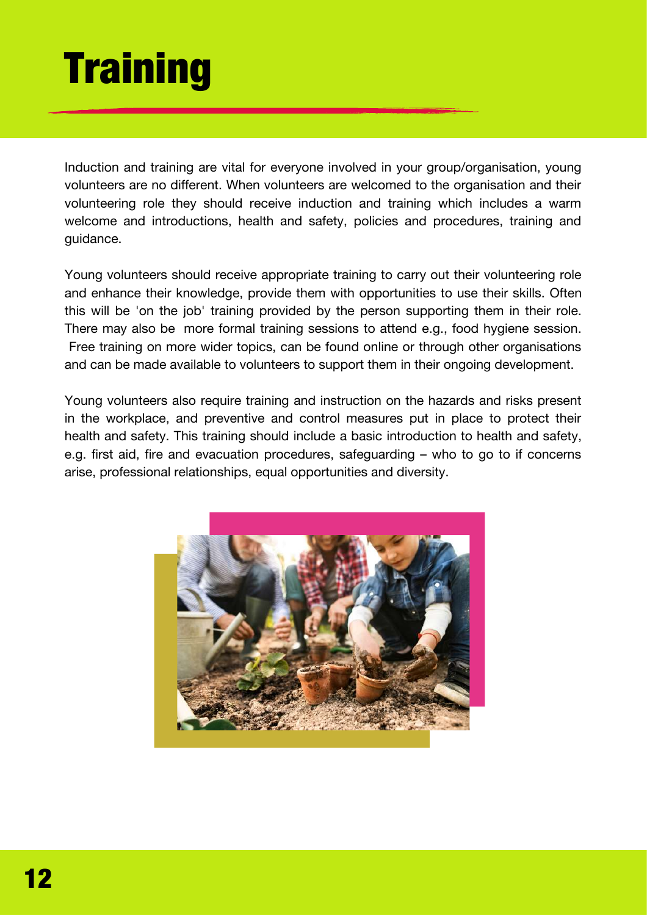# Training

Induction and training are vital for everyone involved in your group/organisation, young volunteers are no different. When volunteers are welcomed to the organisation and their volunteering role they should receive induction and training which includes a warm welcome and introductions, health and safety, policies and procedures, training and guidance.

Young volunteers should receive appropriate training to carry out their volunteering role and enhance their knowledge, provide them with opportunities to use their skills. Often this will be 'on the job' training provided by the person supporting them in their role. There may also be more formal training sessions to attend e.g., food hygiene session. Free training on more wider topics, can be found online or through other organisations and can be made available to volunteers to support them in their ongoing development.

Young volunteers also require training and instruction on the hazards and risks present in the workplace, and preventive and control measures put in place to protect their health and safety. This training should include a basic introduction to health and safety, e.g. first aid, fire and evacuation procedures, safeguarding – who to go to if concerns arise, professional relationships, equal opportunities and diversity.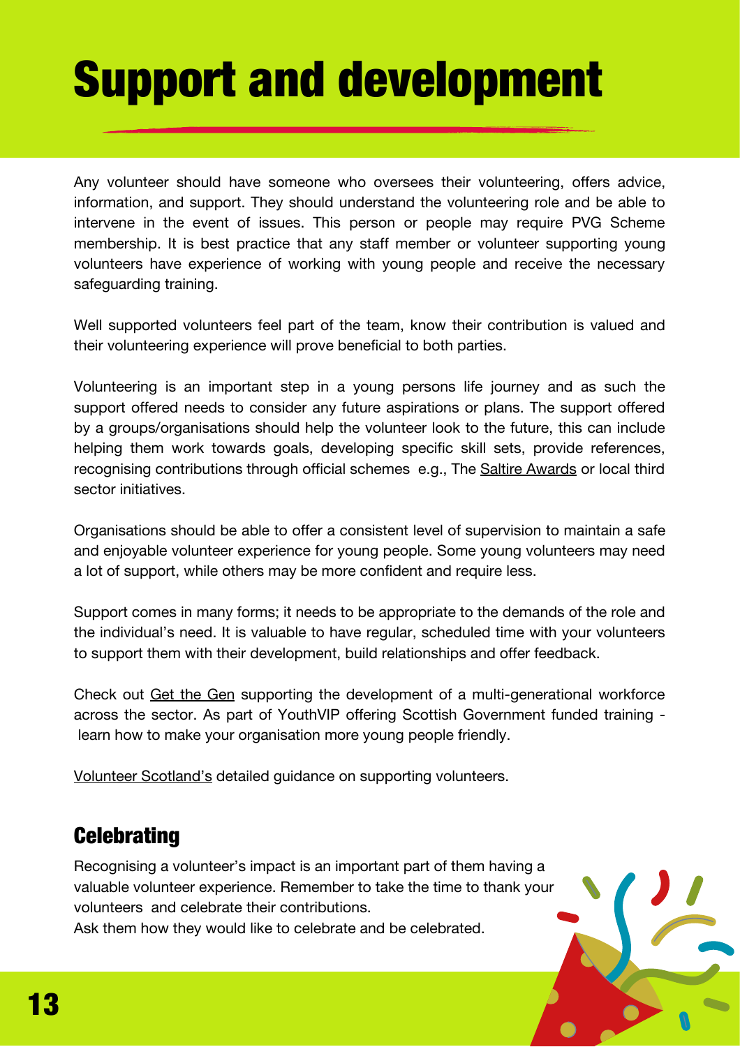# Support and development

Any volunteer should have someone who oversees their volunteering, offers advice, information, and support. They should understand the volunteering role and be able to intervene in the event of issues. This person or people may require PVG Scheme membership. It is best practice that any staff member or volunteer supporting young volunteers have experience of working with young people and receive the necessary safeguarding training.

Well supported volunteers feel part of the team, know their contribution is valued and their volunteering experience will prove beneficial to both parties.

Volunteering is an important step in a young persons life journey and as such the support offered needs to consider any future aspirations or plans. The support offered by a groups/organisations should help the volunteer look to the future, this can include helping them work towards goals, developing specific skill sets, provide references, recognising contributions through official schemes e.g., The Saltire Awards or local third sector initiatives.

Organisations should be able to offer a consistent level of supervision to maintain a safe and enjoyable volunteer experience for young people. Some young volunteers may need a lot of support, while others may be more confident and require less.

Support comes in many forms; it needs to be appropriate to the demands of the role and the individual's need. It is valuable to have regular, scheduled time with your volunteers to support them with their development, build relationships and offer feedback.

Check out Get the Gen supporting the development of a multi-generational workforce across the sector. As part of YouthVIP offering Scottish Government funded training - learn how to make your organisation more young people friendly.

Volunteer Scotland's detailed guidance on supporting volunteers.

## Celebrating

Recognising a volunteer's impact is an important part of them having a valuable volunteer experience. Remember to take the time to thank your volunteers and celebrate their contributions.
Ask them how they would like to celebrate and be celebrated.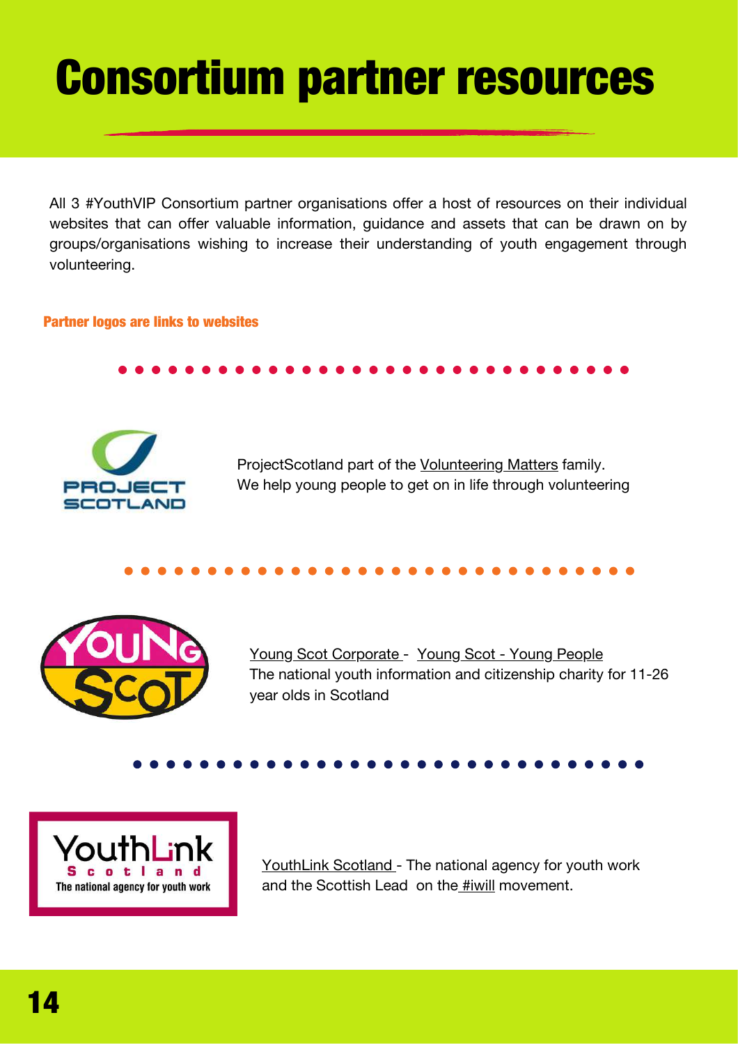# Consortium partner resources

All 3 #YouthVIP Consortium partner organisations offer a host of resources on their individual websites that can offer valuable information, guidance and assets that can be drawn on by groups/organisations wishing to increase their understanding of youth engagement through volunteering.

**Partner logos are links to websites**

ProjectScotland part of the Volunteering Matters family.
We help young people to get on in life through volunteering

Young Scot Corporate - Young Scot - Young People
The national youth information and citizenship charity for 11-26 year olds in Scotland

YouthLink Scotland - The national agency for youth work and the Scottish Lead on the #iwill movement.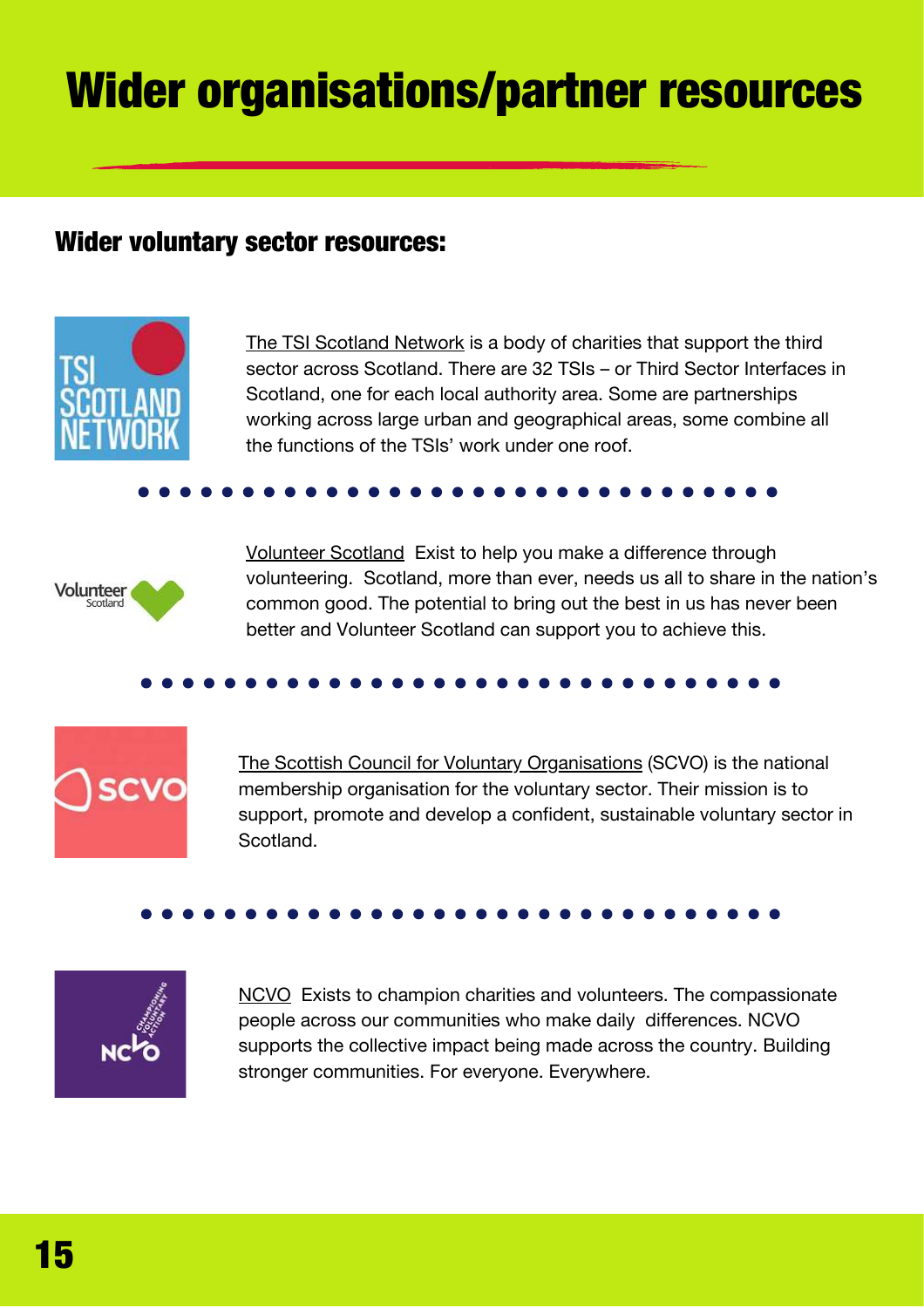# Wider organisations/partner resources

## Wider voluntary sector resources:

The TSI Scotland Network is a body of charities that support the third sector across Scotland. There are 32 TSIs – or Third Sector Interfaces in Scotland, one for each local authority area. Some are partnerships working across large urban and geographical areas, some combine all the functions of the TSIs' work under one roof.

Volunteer Scotland  Exist to help you make a difference through volunteering.  Scotland, more than ever, needs us all to share in the nation's common good. The potential to bring out the best in us has never been better and Volunteer Scotland can support you to achieve this.

The Scottish Council for Voluntary Organisations (SCVO) is the national membership organisation for the voluntary sector. Their mission is to support, promote and develop a confident, sustainable voluntary sector in Scotland.

NCVO  Exists to champion charities and volunteers. The compassionate people across our communities who make daily  differences. NCVO supports the collective impact being made across the country. Building stronger communities. For everyone. Everywhere.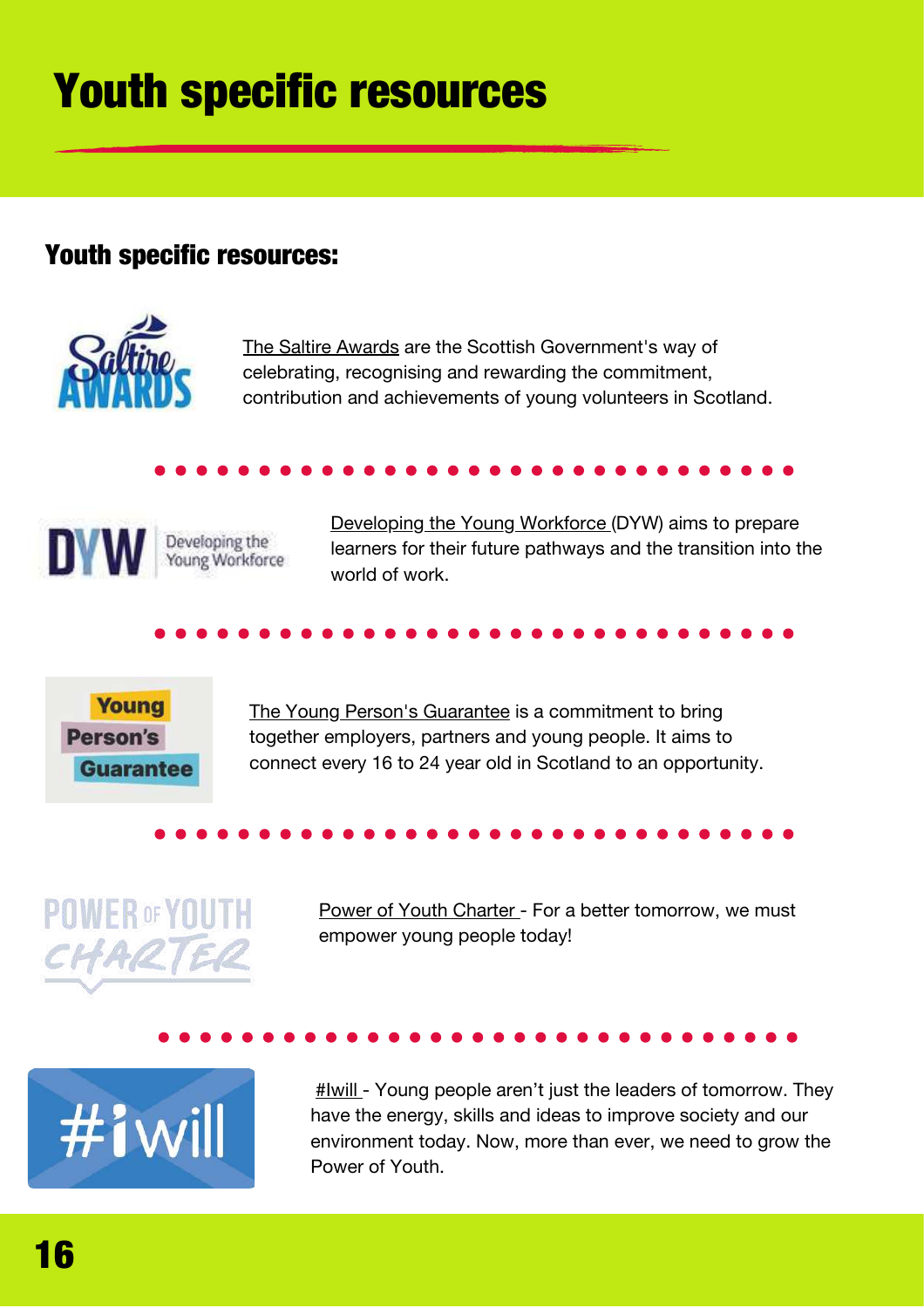# Youth specific resources

## Youth specific resources:

The Saltire Awards are the Scottish Government's way of celebrating, recognising and rewarding the commitment, contribution and achievements of young volunteers in Scotland.

Developing the Young Workforce (DYW) aims to prepare learners for their future pathways and the transition into the world of work.

The Young Person's Guarantee is a commitment to bring together employers, partners and young people. It aims to connect every 16 to 24 year old in Scotland to an opportunity.

Power of Youth Charter - For a better tomorrow, we must empower young people today!

#Iwill - Young people aren't just the leaders of tomorrow. They have the energy, skills and ideas to improve society and our environment today. Now, more than ever, we need to grow the Power of Youth.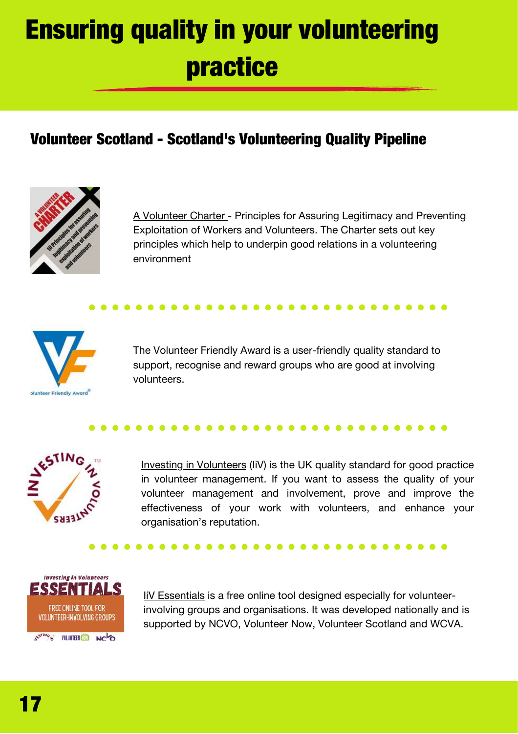# Ensuring quality in your volunteering practice

## Volunteer Scotland - Scotland's Volunteering Quality Pipeline

A Volunteer Charter - Principles for Assuring Legitimacy and Preventing Exploitation of Workers and Volunteers. The Charter sets out key principles which help to underpin good relations in a volunteering environment

The Volunteer Friendly Award is a user-friendly quality standard to support, recognise and reward groups who are good at involving volunteers.

Investing in Volunteers (IiV) is the UK quality standard for good practice in volunteer management. If you want to assess the quality of your volunteer management and involvement, prove and improve the effectiveness of your work with volunteers, and enhance your organisation's reputation.

IiV Essentials is a free online tool designed especially for volunteer-involving groups and organisations. It was developed nationally and is supported by NCVO, Volunteer Now, Volunteer Scotland and WCVA.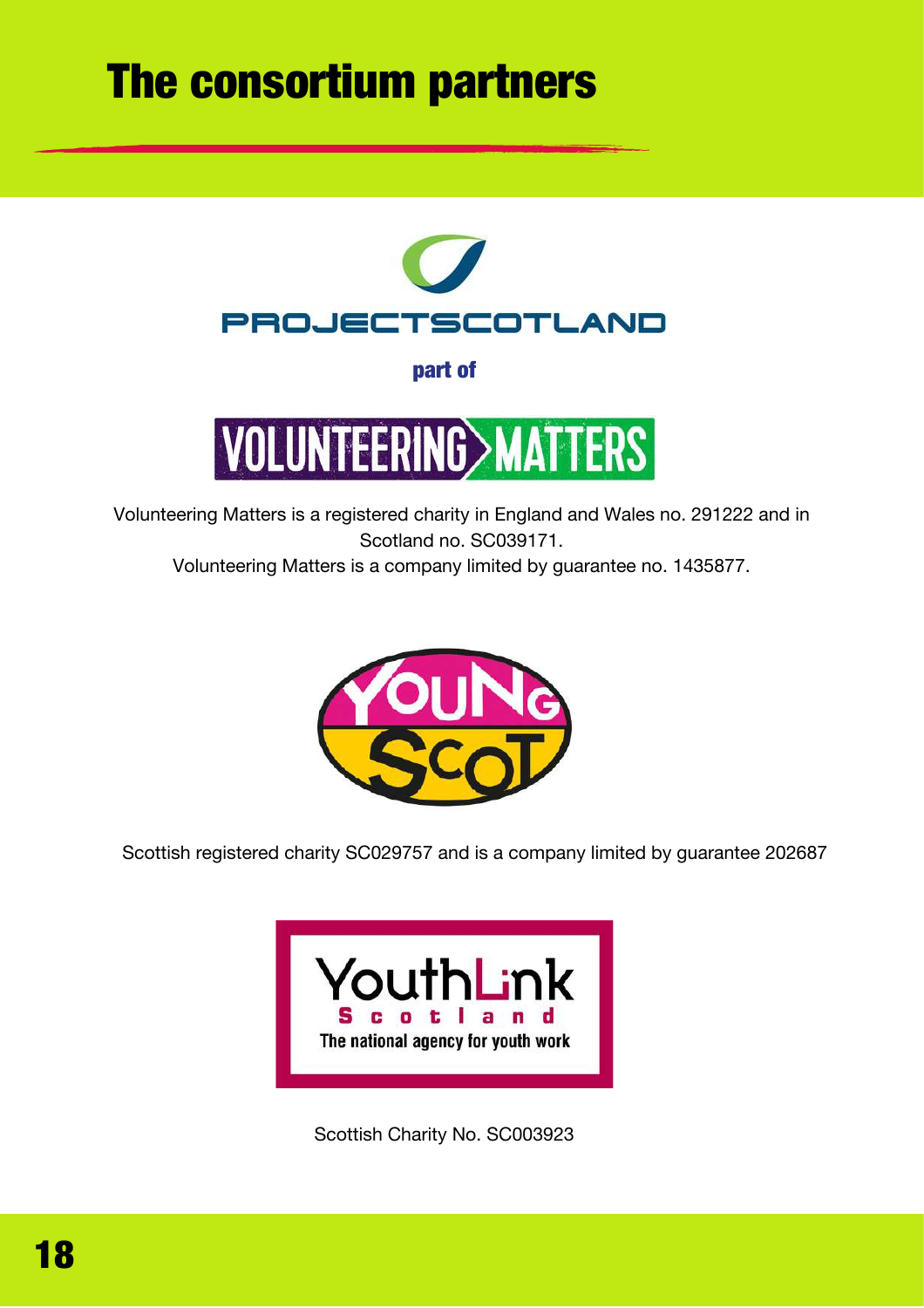# The consortium partners

PROJECTSCOTLAND

part of

VOLUNTEERING MATTERS

Volunteering Matters is a registered charity in England and Wales no. 291222 and in Scotland no. SC039171.
Volunteering Matters is a company limited by guarantee no. 1435877.

YOUNG SCOT

Scottish registered charity SC029757 and is a company limited by guarantee 202687

YouthLink Scotland
The national agency for youth work

Scottish Charity No. SC003923